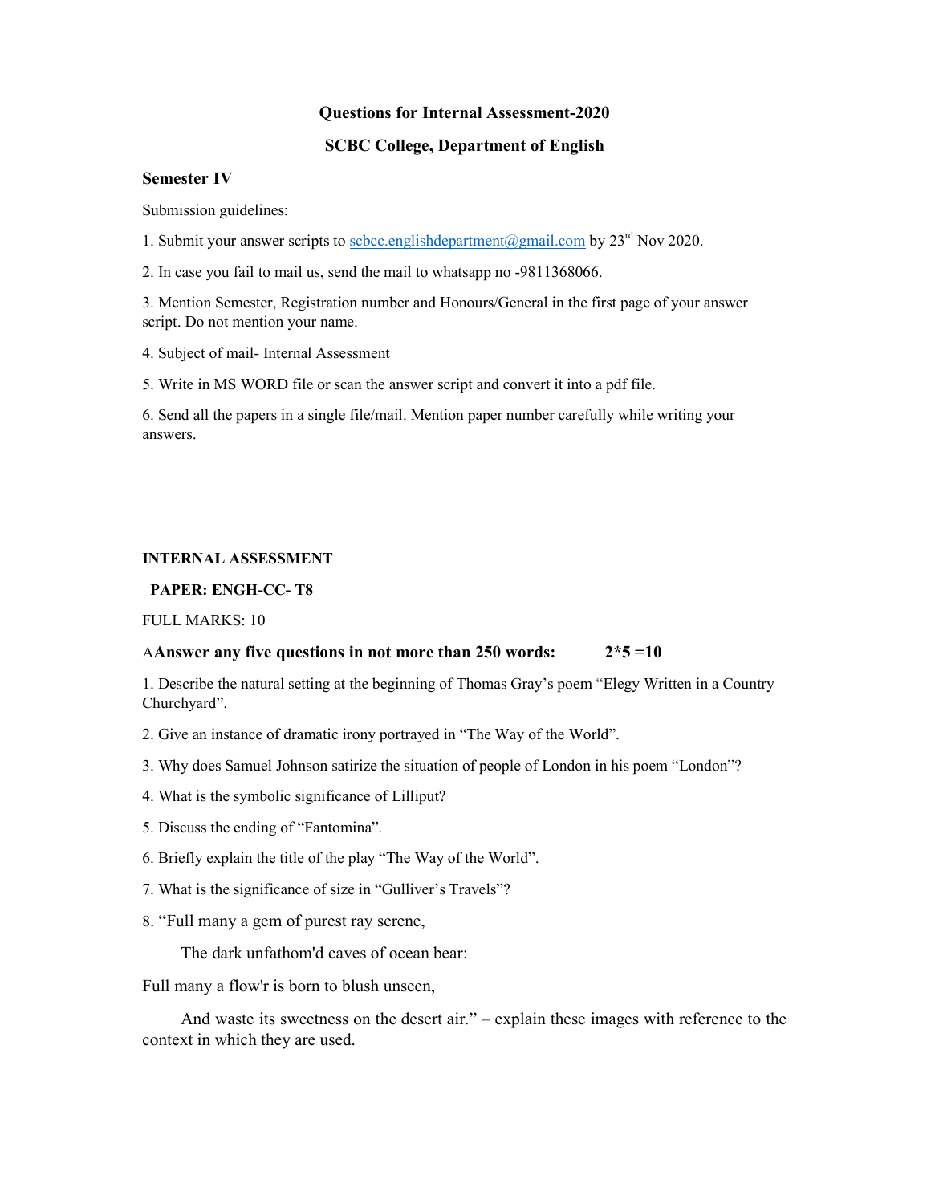**Questions for Internal Assessment-2020**

**SCBC College, Department of English**

**Semester IV**

Submission guidelines:

1. Submit your answer scripts to scbcc.englishdepartment@gmail.com by 23rd Nov 2020.

2. In case you fail to mail us, send the mail to whatsapp no -9811368066.

3. Mention Semester, Registration number and Honours/General in the first page of your answer script. Do not mention your name.

4. Subject of mail- Internal Assessment

5. Write in MS WORD file or scan the answer script and convert it into a pdf file.

6. Send all the papers in a single file/mail. Mention paper number carefully while writing your answers.

**INTERNAL ASSESSMENT**

**PAPER: ENGH-CC- T8**

FULL MARKS: 10

A**Answer any five questions in not more than 250 words: 2*5 =10**

1. Describe the natural setting at the beginning of Thomas Gray's poem "Elegy Written in a Country Churchyard".

2. Give an instance of dramatic irony portrayed in "The Way of the World".

3. Why does Samuel Johnson satirize the situation of people of London in his poem "London"?

4. What is the symbolic significance of Lilliput?

5. Discuss the ending of "Fantomina".

6. Briefly explain the title of the play "The Way of the World".

7. What is the significance of size in "Gulliver's Travels"?

8. "Full many a gem of purest ray serene,

The dark unfathom'd caves of ocean bear:

Full many a flow'r is born to blush unseen,

And waste its sweetness on the desert air." – explain these images with reference to the context in which they are used.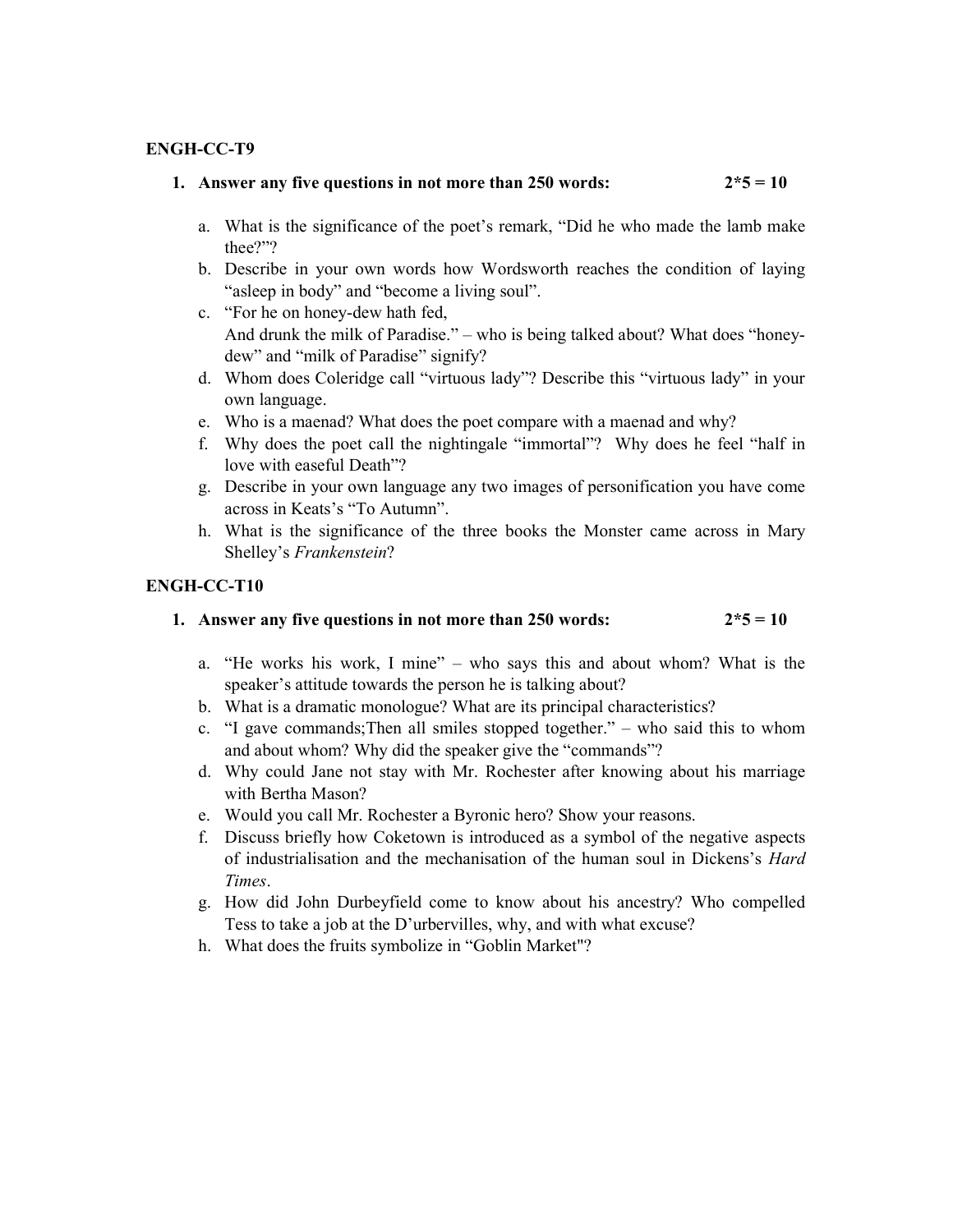**ENGH-CC-T9**

1. **Answer any five questions in not more than 250 words: 2*5 = 10**

    a. What is the significance of the poet's remark, "Did he who made the lamb make thee?"?
    b. Describe in your own words how Wordsworth reaches the condition of laying "asleep in body" and "become a living soul".
    c. "For he on honey-dew hath fed,
    And drunk the milk of Paradise." – who is being talked about? What does "honey-dew" and "milk of Paradise" signify?
    d. Whom does Coleridge call "virtuous lady"? Describe this "virtuous lady" in your own language.
    e. Who is a maenad? What does the poet compare with a maenad and why?
    f. Why does the poet call the nightingale "immortal"? Why does he feel "half in love with easeful Death"?
    g. Describe in your own language any two images of personification you have come across in Keats's "To Autumn".
    h. What is the significance of the three books the Monster came across in Mary Shelley's *Frankenstein*?

**ENGH-CC-T10**

1. **Answer any five questions in not more than 250 words: 2*5 = 10**

    a. "He works his work, I mine" – who says this and about whom? What is the speaker's attitude towards the person he is talking about?
    b. What is a dramatic monologue? What are its principal characteristics?
    c. "I gave commands;Then all smiles stopped together." – who said this to whom and about whom? Why did the speaker give the "commands"?
    d. Why could Jane not stay with Mr. Rochester after knowing about his marriage with Bertha Mason?
    e. Would you call Mr. Rochester a Byronic hero? Show your reasons.
    f. Discuss briefly how Coketown is introduced as a symbol of the negative aspects of industrialisation and the mechanisation of the human soul in Dickens's *Hard Times*.
    g. How did John Durbeyfield come to know about his ancestry? Who compelled Tess to take a job at the D'urbervilles, why, and with what excuse?
    h. What does the fruits symbolize in "Goblin Market"?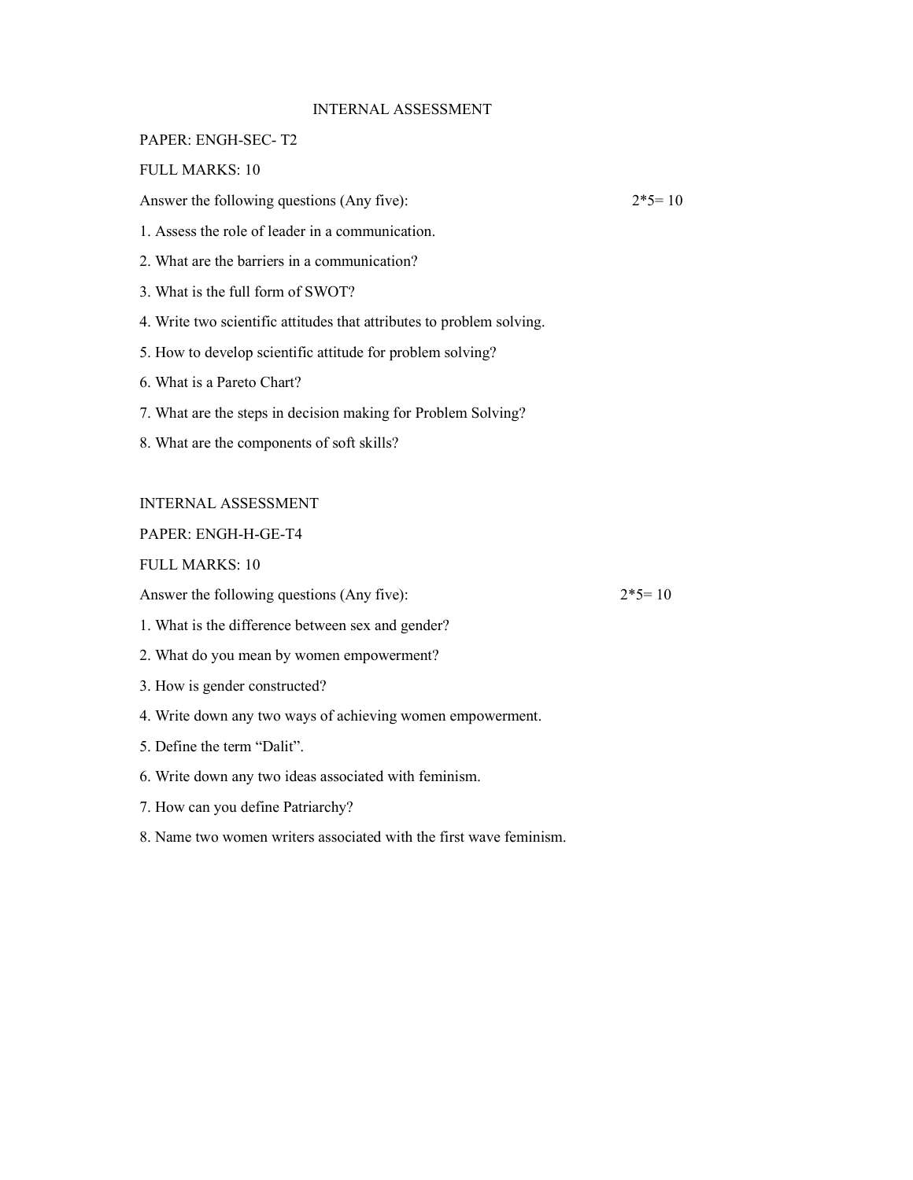# INTERNAL ASSESSMENT

PAPER: ENGH-SEC- T2

FULL MARKS: 10

Answer the following questions (Any five): 2*5= 10

1. Assess the role of leader in a communication.
2. What are the barriers in a communication?
3. What is the full form of SWOT?
4. Write two scientific attitudes that attributes to problem solving.
5. How to develop scientific attitude for problem solving?
6. What is a Pareto Chart?
7. What are the steps in decision making for Problem Solving?
8. What are the components of soft skills?

# INTERNAL ASSESSMENT

PAPER: ENGH-H-GE-T4

FULL MARKS: 10

Answer the following questions (Any five): 2*5= 10

1. What is the difference between sex and gender?
2. What do you mean by women empowerment?
3. How is gender constructed?
4. Write down any two ways of achieving women empowerment.
5. Define the term "Dalit".
6. Write down any two ideas associated with feminism.
7. How can you define Patriarchy?
8. Name two women writers associated with the first wave feminism.